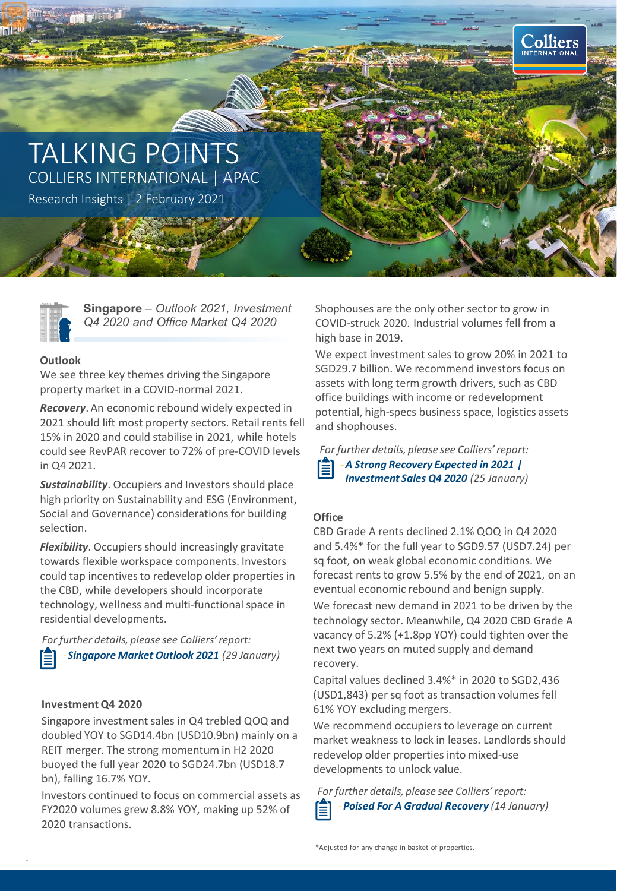# TALKING POINTS

## COLLIERS INTERNATIONAL | APAC

Research Insights | 2 February 2021

### **Singapore** – *Outlook 2021, Investment Q4 2020 and Office Market Q4 2020*

#### Outlook

We see three key themes driving the Singapore property market in a COVID-normal 2021.

***Recovery***. An economic rebound widely expected in 2021 should lift most property sectors. Retail rents fell 15% in 2020 and could stabilise in 2021, while hotels could see RevPAR recover to 72% of pre-COVID levels in Q4 2021.

***Sustainability***. Occupiers and Investors should place high priority on Sustainability and ESG (Environment, Social and Governance) considerations for building selection.

***Flexibility***. Occupiers should increasingly gravitate towards flexible workspace components. Investors could tap incentives to redevelop older properties in the CBD, while developers should incorporate technology, wellness and multi-functional space in residential developments.

*For further details, please see Colliers' report:*

- ***Singapore Market Outlook 2021*** *(29 January)*

#### Investment Q4 2020

Singapore investment sales in Q4 trebled QOQ and doubled YOY to SGD14.4bn (USD10.9bn) mainly on a REIT merger. The strong momentum in H2 2020 buoyed the full year 2020 to SGD24.7bn (USD18.7 bn), falling 16.7% YOY.

Investors continued to focus on commercial assets as FY2020 volumes grew 8.8% YOY, making up 52% of 2020 transactions.

Shophouses are the only other sector to grow in COVID-struck 2020. Industrial volumes fell from a high base in 2019.

We expect investment sales to grow 20% in 2021 to SGD29.7 billion. We recommend investors focus on assets with long term growth drivers, such as CBD office buildings with income or redevelopment potential, high-specs business space, logistics assets and shophouses.

*For further details, please see Colliers' report:*

- ***A Strong Recovery Expected in 2021 | Investment Sales Q4 2020*** *(25 January)*

#### Office

CBD Grade A rents declined 2.1% QOQ in Q4 2020 and 5.4%* for the full year to SGD9.57 (USD7.24) per sq foot, on weak global economic conditions. We forecast rents to grow 5.5% by the end of 2021, on an eventual economic rebound and benign supply.

We forecast new demand in 2021 to be driven by the technology sector. Meanwhile, Q4 2020 CBD Grade A vacancy of 5.2% (+1.8pp YOY) could tighten over the next two years on muted supply and demand recovery.

Capital values declined 3.4%* in 2020 to SGD2,436 (USD1,843) per sq foot as transaction volumes fell 61% YOY excluding mergers.

We recommend occupiers to leverage on current market weakness to lock in leases. Landlords should redevelop older properties into mixed-use developments to unlock value.

*For further details, please see Colliers' report:*

- ***Poised For A Gradual Recovery*** *(14 January)*

*Adjusted for any change in basket of properties.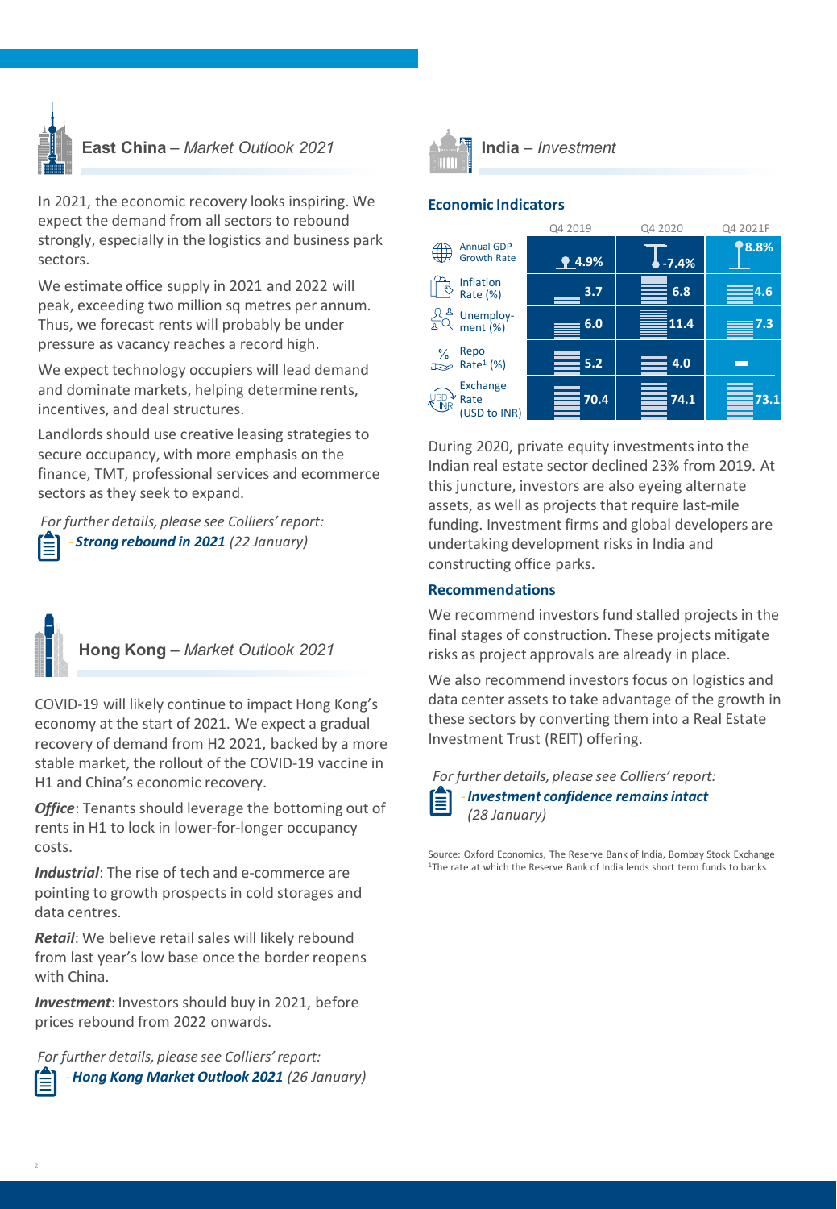## East China – *Market Outlook 2021*

In 2021, the economic recovery looks inspiring. We expect the demand from all sectors to rebound strongly, especially in the logistics and business park sectors.

We estimate office supply in 2021 and 2022 will peak, exceeding two million sq metres per annum. Thus, we forecast rents will probably be under pressure as vacancy reaches a record high.

We expect technology occupiers will lead demand and dominate markets, helping determine rents, incentives, and deal structures.

Landlords should use creative leasing strategies to secure occupancy, with more emphasis on the finance, TMT, professional services and ecommerce sectors as they seek to expand.

*For further details, please see Colliers' report:*
*- **Strong rebound in 2021** (22 January)*

## Hong Kong – *Market Outlook 2021*

COVID-19 will likely continue to impact Hong Kong's economy at the start of 2021. We expect a gradual recovery of demand from H2 2021, backed by a more stable market, the rollout of the COVID-19 vaccine in H1 and China's economic recovery.

***Office***: Tenants should leverage the bottoming out of rents in H1 to lock in lower-for-longer occupancy costs.

***Industrial***: The rise of tech and e-commerce are pointing to growth prospects in cold storages and data centres.

***Retail***: We believe retail sales will likely rebound from last year's low base once the border reopens with China.

***Investment***: Investors should buy in 2021, before prices rebound from 2022 onwards.

*For further details, please see Colliers' report:*
*- **Hong Kong Market Outlook 2021** (26 January)*

## India – *Investment*

### Economic Indicators

| | Q4 2019 | Q4 2020 | Q4 2021F |
|---|---|---|---|
| Annual GDP Growth Rate | 4.9% | -7.4% | 8.8% |
| Inflation Rate (%) | 3.7 | 6.8 | 4.6 |
| Unemploy-ment (%) | 6.0 | 11.4 | 7.3 |
| Repo Rate[1] (%) | 5.2 | 4.0 | - |
| Exchange Rate (USD to INR) | 70.4 | 74.1 | 73.1 |

During 2020, private equity investments into the Indian real estate sector declined 23% from 2019. At this juncture, investors are also eyeing alternate assets, as well as projects that require last-mile funding. Investment firms and global developers are undertaking development risks in India and constructing office parks.

### Recommendations

We recommend investors fund stalled projects in the final stages of construction. These projects mitigate risks as project approvals are already in place.

We also recommend investors focus on logistics and data center assets to take advantage of the growth in these sectors by converting them into a Real Estate Investment Trust (REIT) offering.

*For further details, please see Colliers' report:*
*- **Investment confidence remains intact** (28 January)*

Source: Oxford Economics, The Reserve Bank of India, Bombay Stock Exchange
[1]The rate at which the Reserve Bank of India lends short term funds to banks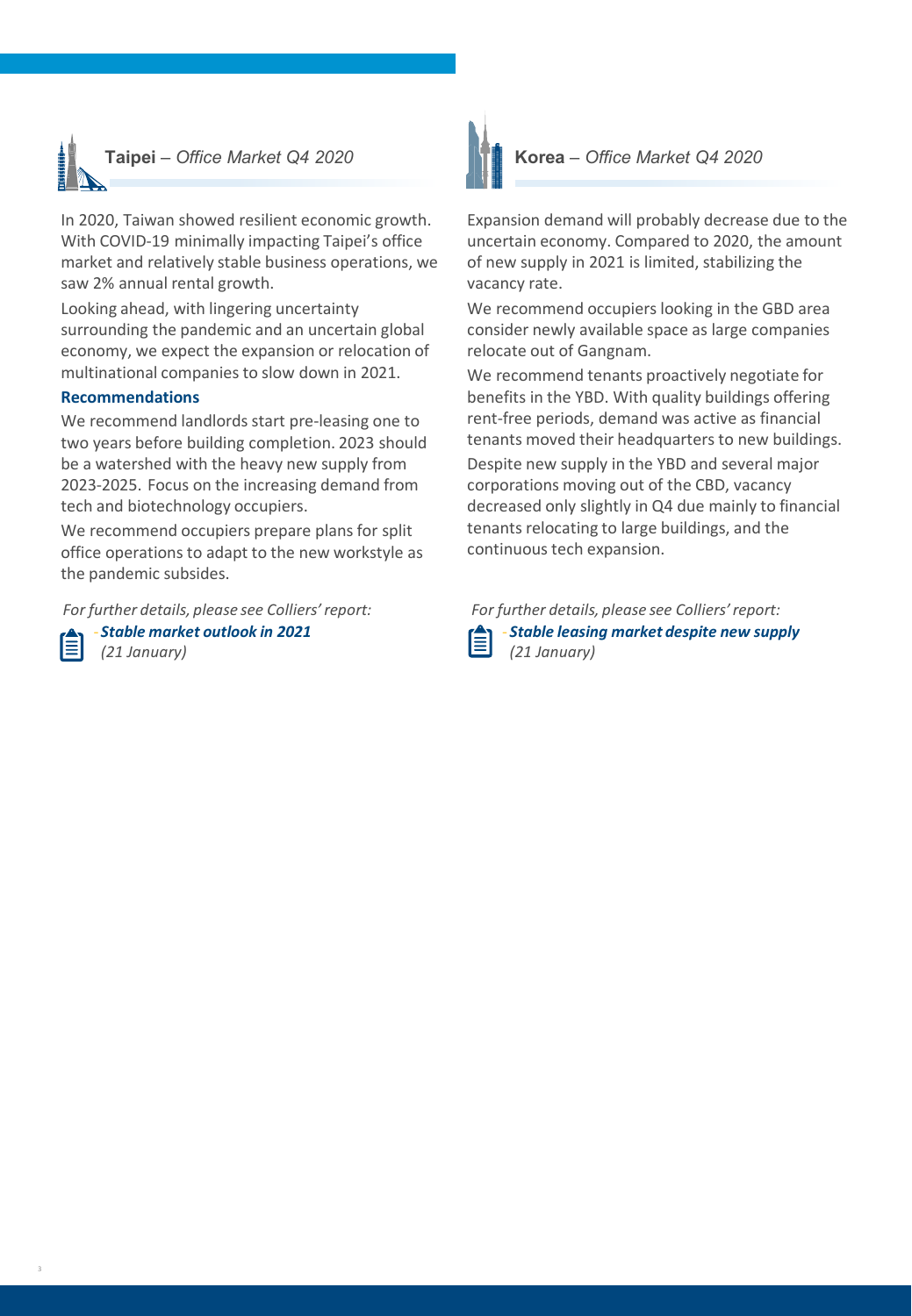## **Taipei** – *Office Market Q4 2020*

In 2020, Taiwan showed resilient economic growth. With COVID-19 minimally impacting Taipei's office market and relatively stable business operations, we saw 2% annual rental growth.

Looking ahead, with lingering uncertainty surrounding the pandemic and an uncertain global economy, we expect the expansion or relocation of multinational companies to slow down in 2021.

### Recommendations

We recommend landlords start pre-leasing one to two years before building completion. 2023 should be a watershed with the heavy new supply from 2023-2025. Focus on the increasing demand from tech and biotechnology occupiers.

We recommend occupiers prepare plans for split office operations to adapt to the new workstyle as the pandemic subsides.

*For further details, please see Colliers' report:*

- ***Stable market outlook in 2021*** *(21 January)*

## **Korea** – *Office Market Q4 2020*

Expansion demand will probably decrease due to the uncertain economy. Compared to 2020, the amount of new supply in 2021 is limited, stabilizing the vacancy rate.

We recommend occupiers looking in the GBD area consider newly available space as large companies relocate out of Gangnam.

We recommend tenants proactively negotiate for benefits in the YBD. With quality buildings offering rent-free periods, demand was active as financial tenants moved their headquarters to new buildings.

Despite new supply in the YBD and several major corporations moving out of the CBD, vacancy decreased only slightly in Q4 due mainly to financial tenants relocating to large buildings, and the continuous tech expansion.

*For further details, please see Colliers' report:*

- ***Stable leasing market despite new supply*** *(21 January)*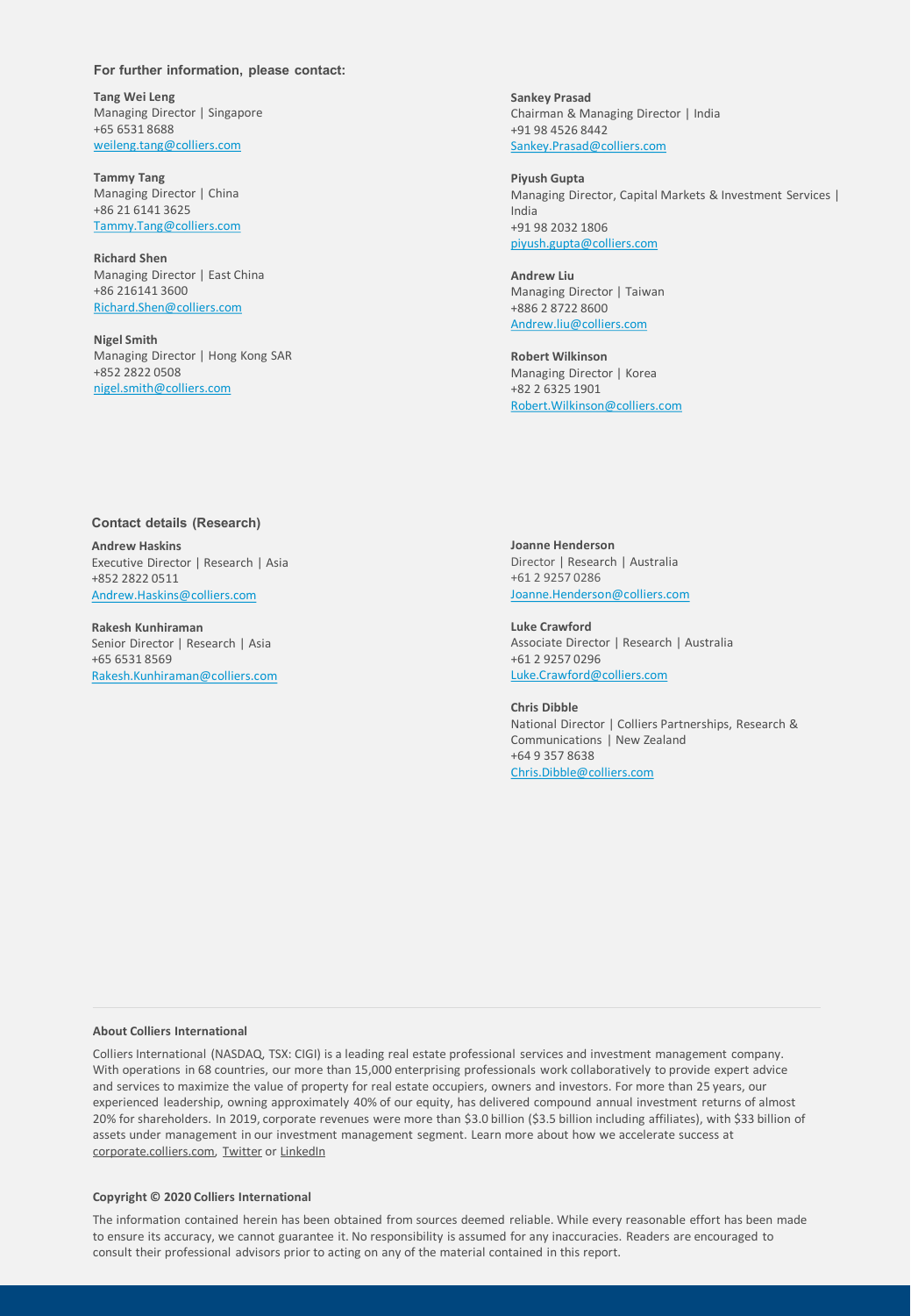#### For further information, please contact:

**Tang Wei Leng**
Managing Director | Singapore
+65 6531 8688
weileng.tang@colliers.com

**Tammy Tang**
Managing Director | China
+86 21 6141 3625
Tammy.Tang@colliers.com

**Richard Shen**
Managing Director | East China
+86 216141 3600
Richard.Shen@colliers.com

**Nigel Smith**
Managing Director | Hong Kong SAR
+852 2822 0508
nigel.smith@colliers.com

**Sankey Prasad**
Chairman & Managing Director | India
+91 98 4526 8442
Sankey.Prasad@colliers.com

**Piyush Gupta**
Managing Director, Capital Markets & Investment Services | India
+91 98 2032 1806
piyush.gupta@colliers.com

**Andrew Liu**
Managing Director | Taiwan
+886 2 8722 8600
Andrew.liu@colliers.com

**Robert Wilkinson**
Managing Director | Korea
+82 2 6325 1901
Robert.Wilkinson@colliers.com

#### Contact details (Research)

**Andrew Haskins**
Executive Director | Research | Asia
+852 2822 0511
Andrew.Haskins@colliers.com

**Rakesh Kunhiraman**
Senior Director | Research | Asia
+65 6531 8569
Rakesh.Kunhiraman@colliers.com

**Joanne Henderson**
Director | Research | Australia
+61 2 9257 0286
Joanne.Henderson@colliers.com

**Luke Crawford**
Associate Director | Research | Australia
+61 2 9257 0296
Luke.Crawford@colliers.com

**Chris Dibble**
National Director | Colliers Partnerships, Research & Communications | New Zealand
+64 9 357 8638
Chris.Dibble@colliers.com

**About Colliers International**

Colliers International (NASDAQ, TSX: CIGI) is a leading real estate professional services and investment management company. With operations in 68 countries, our more than 15,000 enterprising professionals work collaboratively to provide expert advice and services to maximize the value of property for real estate occupiers, owners and investors. For more than 25 years, our experienced leadership, owning approximately 40% of our equity, has delivered compound annual investment returns of almost 20% for shareholders. In 2019, corporate revenues were more than $3.0 billion ($3.5 billion including affiliates), with $33 billion of assets under management in our investment management segment. Learn more about how we accelerate success at corporate.colliers.com, Twitter or LinkedIn

**Copyright © 2020 Colliers International**

The information contained herein has been obtained from sources deemed reliable. While every reasonable effort has been made to ensure its accuracy, we cannot guarantee it. No responsibility is assumed for any inaccuracies. Readers are encouraged to consult their professional advisors prior to acting on any of the material contained in this report.